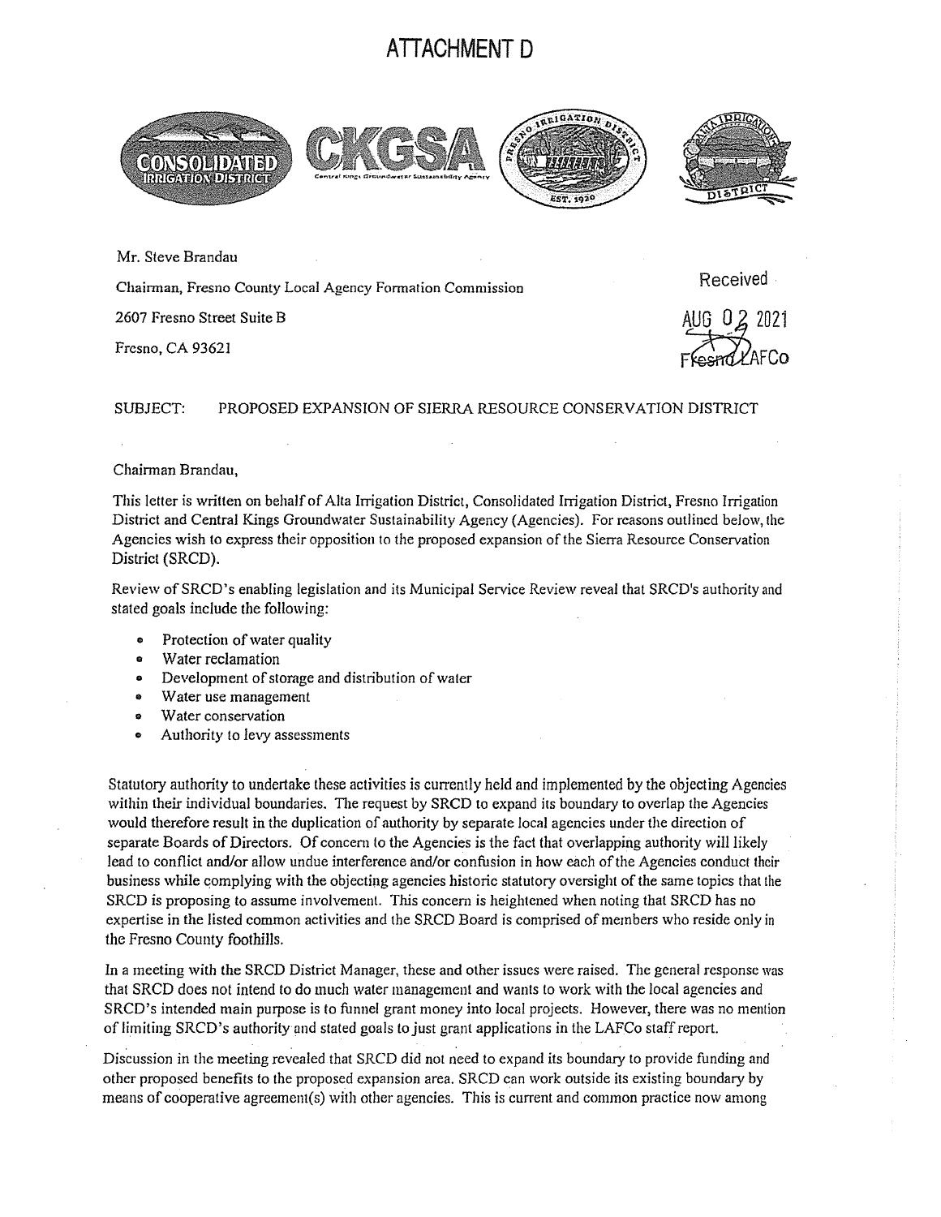# ATTACHMENT D

Mr. Steve Brandau

Chairman, Fresno County Local Agency Formation Commission

2607 Fresno Street Suite B

Fresno, CA 93621

Received
AUG 02 2021
Fresno LAFCo

SUBJECT: PROPOSED EXPANSION OF SIERRA RESOURCE CONSERVATION DISTRICT

Chairman Brandau,

This letter is written on behalf of Alta Irrigation District, Consolidated Irrigation District, Fresno Irrigation District and Central Kings Groundwater Sustainability Agency (Agencies). For reasons outlined below, the Agencies wish to express their opposition to the proposed expansion of the Sierra Resource Conservation District (SRCD).

Review of SRCD's enabling legislation and its Municipal Service Review reveal that SRCD's authority and stated goals include the following:

- Protection of water quality
- Water reclamation
- Development of storage and distribution of water
- Water use management
- Water conservation
- Authority to levy assessments

Statutory authority to undertake these activities is currently held and implemented by the objecting Agencies within their individual boundaries. The request by SRCD to expand its boundary to overlap the Agencies would therefore result in the duplication of authority by separate local agencies under the direction of separate Boards of Directors. Of concern to the Agencies is the fact that overlapping authority will likely lead to conflict and/or allow undue interference and/or confusion in how each of the Agencies conduct their business while complying with the objecting agencies historic statutory oversight of the same topics that the SRCD is proposing to assume involvement. This concern is heightened when noting that SRCD has no expertise in the listed common activities and the SRCD Board is comprised of members who reside only in the Fresno County foothills.

In a meeting with the SRCD District Manager, these and other issues were raised. The general response was that SRCD does not intend to do much water management and wants to work with the local agencies and SRCD's intended main purpose is to funnel grant money into local projects. However, there was no mention of limiting SRCD's authority and stated goals to just grant applications in the LAFCo staff report.

Discussion in the meeting revealed that SRCD did not need to expand its boundary to provide funding and other proposed benefits to the proposed expansion area. SRCD can work outside its existing boundary by means of cooperative agreement(s) with other agencies. This is current and common practice now among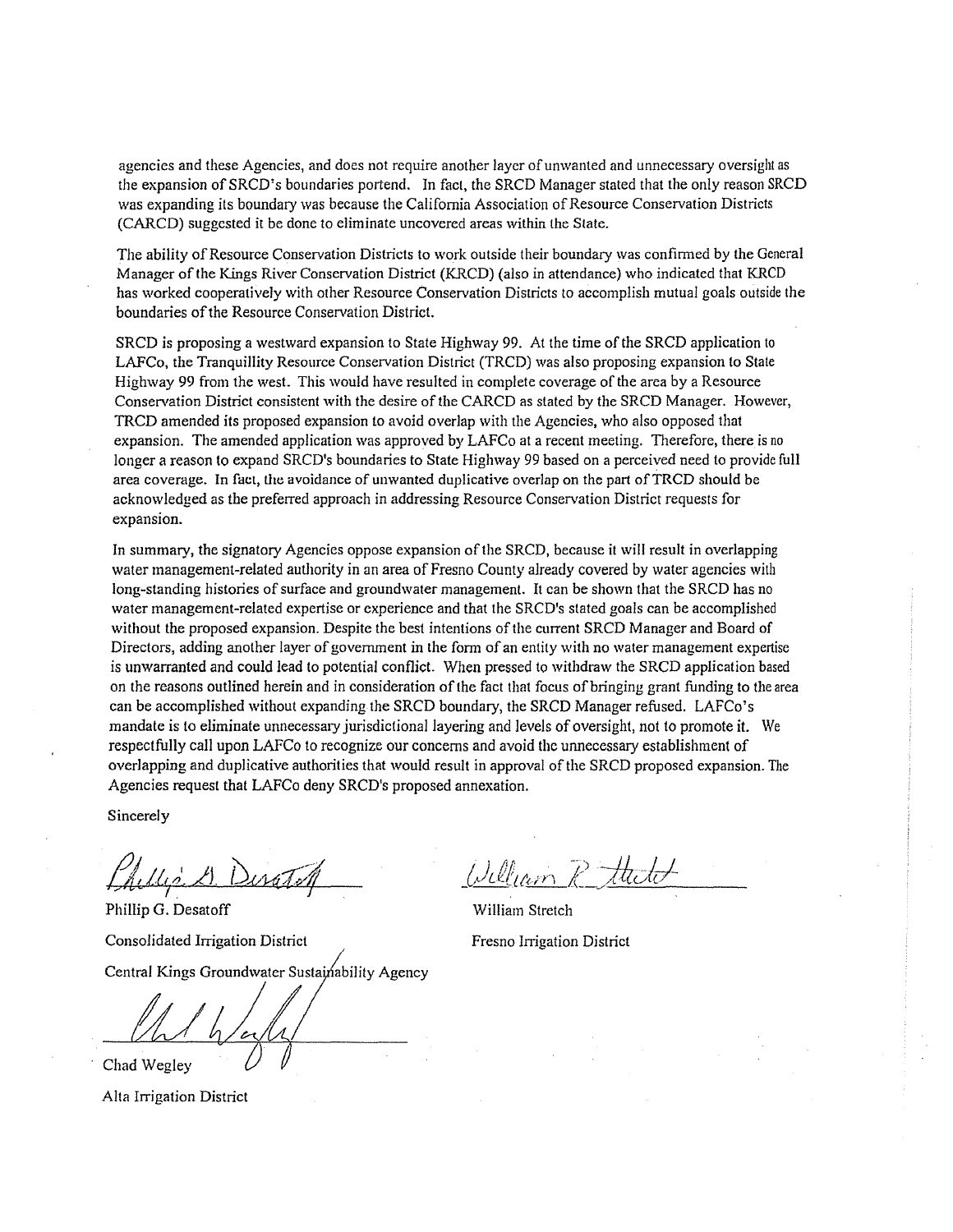agencies and these Agencies, and does not require another layer of unwanted and unnecessary oversight as the expansion of SRCD's boundaries portend. In fact, the SRCD Manager stated that the only reason SRCD was expanding its boundary was because the California Association of Resource Conservation Districts (CARCD) suggested it be done to eliminate uncovered areas within the State.

The ability of Resource Conservation Districts to work outside their boundary was confirmed by the General Manager of the Kings River Conservation District (KRCD) (also in attendance) who indicated that KRCD has worked cooperatively with other Resource Conservation Districts to accomplish mutual goals outside the boundaries of the Resource Conservation District.

SRCD is proposing a westward expansion to State Highway 99. At the time of the SRCD application to LAFCo, the Tranquillity Resource Conservation District (TRCD) was also proposing expansion to State Highway 99 from the west. This would have resulted in complete coverage of the area by a Resource Conservation District consistent with the desire of the CARCD as stated by the SRCD Manager. However, TRCD amended its proposed expansion to avoid overlap with the Agencies, who also opposed that expansion. The amended application was approved by LAFCo at a recent meeting. Therefore, there is no longer a reason to expand SRCD's boundaries to State Highway 99 based on a perceived need to provide full area coverage. In fact, the avoidance of unwanted duplicative overlap on the part of TRCD should be acknowledged as the preferred approach in addressing Resource Conservation District requests for expansion.

In summary, the signatory Agencies oppose expansion of the SRCD, because it will result in overlapping water management-related authority in an area of Fresno County already covered by water agencies with long-standing histories of surface and groundwater management. It can be shown that the SRCD has no water management-related expertise or experience and that the SRCD's stated goals can be accomplished without the proposed expansion. Despite the best intentions of the current SRCD Manager and Board of Directors, adding another layer of government in the form of an entity with no water management expertise is unwarranted and could lead to potential conflict. When pressed to withdraw the SRCD application based on the reasons outlined herein and in consideration of the fact that focus of bringing grant funding to the area can be accomplished without expanding the SRCD boundary, the SRCD Manager refused. LAFCo's mandate is to eliminate unnecessary jurisdictional layering and levels of oversight, not to promote it. We respectfully call upon LAFCo to recognize our concerns and avoid the unnecessary establishment of overlapping and duplicative authorities that would result in approval of the SRCD proposed expansion. The Agencies request that LAFCo deny SRCD's proposed annexation.

Sincerely

Phillip G. Desatoff
Consolidated Irrigation District
Central Kings Groundwater Sustainability Agency

William Stretch
Fresno Irrigation District

Chad Wegley
Alta Irrigation District